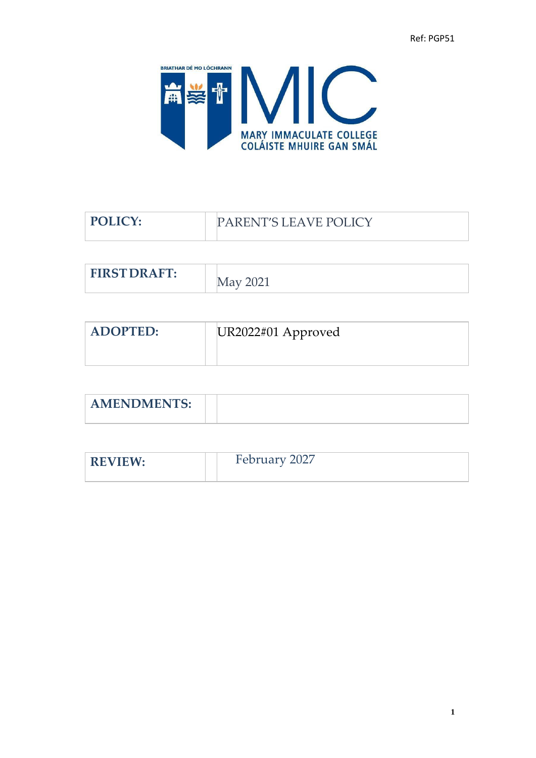Ref: PGP51

BRIATHAR DÉ MO LÓCHRANN

MIC

MARY IMMACULATE COLLEGE
COLÁISTE MHUIRE GAN SMÁL

| | |
|---|---|
| **POLICY:** | PARENT'S LEAVE POLICY |
| **FIRST DRAFT:** | May 2021 |
| **ADOPTED:** | UR2022#01 Approved |
| **AMENDMENTS:** | |
| **REVIEW:** | February 2027 |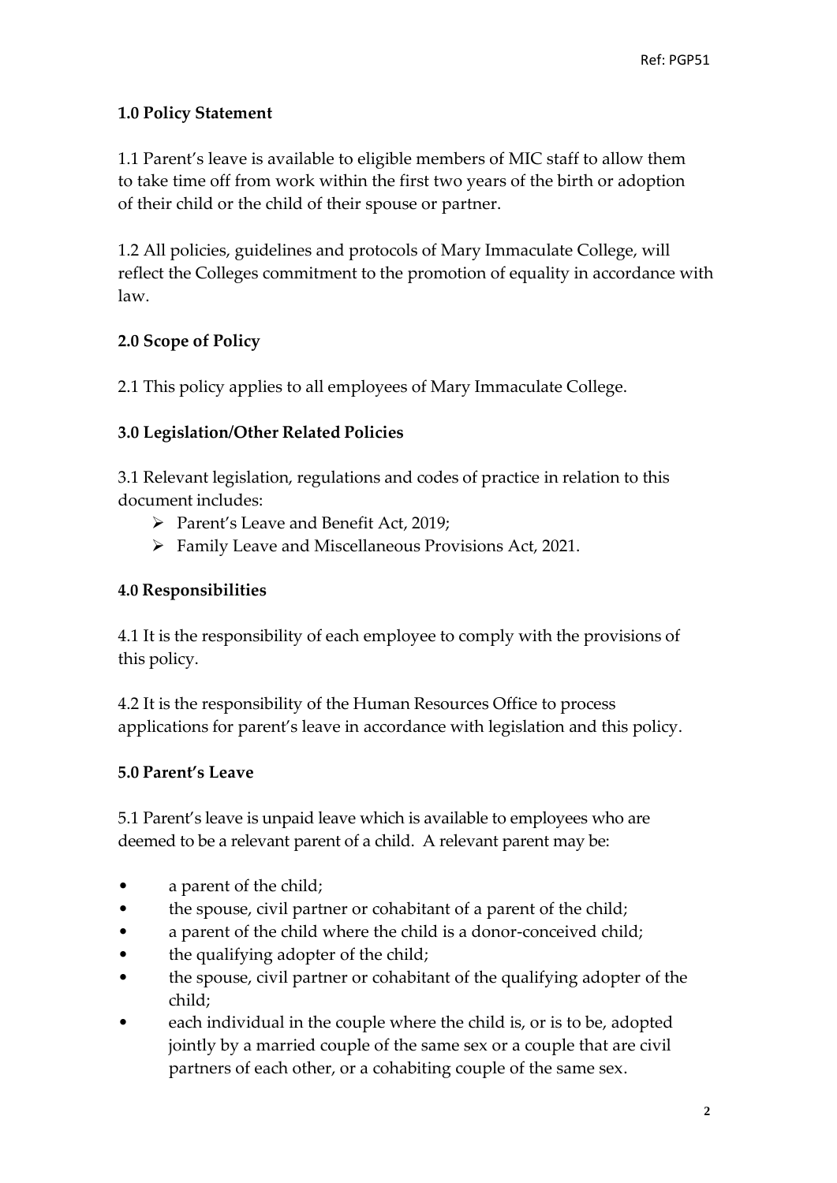### 1.0 Policy Statement

1.1 Parent's leave is available to eligible members of MIC staff to allow them to take time off from work within the first two years of the birth or adoption of their child or the child of their spouse or partner.

1.2 All policies, guidelines and protocols of Mary Immaculate College, will reflect the Colleges commitment to the promotion of equality in accordance with law.

### 2.0 Scope of Policy

2.1 This policy applies to all employees of Mary Immaculate College.

### 3.0 Legislation/Other Related Policies

3.1 Relevant legislation, regulations and codes of practice in relation to this document includes:

- Parent's Leave and Benefit Act, 2019;
- Family Leave and Miscellaneous Provisions Act, 2021.

### 4.0 Responsibilities

4.1 It is the responsibility of each employee to comply with the provisions of this policy.

4.2 It is the responsibility of the Human Resources Office to process applications for parent's leave in accordance with legislation and this policy.

### 5.0 Parent's Leave

5.1 Parent's leave is unpaid leave which is available to employees who are deemed to be a relevant parent of a child. A relevant parent may be:

- a parent of the child;
- the spouse, civil partner or cohabitant of a parent of the child;
- a parent of the child where the child is a donor-conceived child;
- the qualifying adopter of the child;
- the spouse, civil partner or cohabitant of the qualifying adopter of the child;
- each individual in the couple where the child is, or is to be, adopted jointly by a married couple of the same sex or a couple that are civil partners of each other, or a cohabiting couple of the same sex.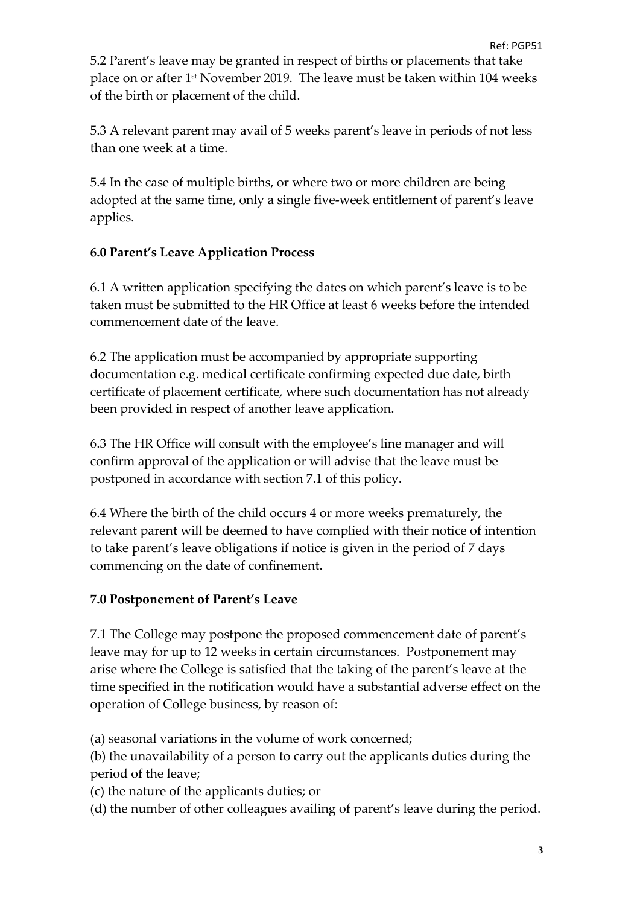5.2 Parent's leave may be granted in respect of births or placements that take place on or after 1st November 2019. The leave must be taken within 104 weeks of the birth or placement of the child.

5.3 A relevant parent may avail of 5 weeks parent's leave in periods of not less than one week at a time.

5.4 In the case of multiple births, or where two or more children are being adopted at the same time, only a single five-week entitlement of parent's leave applies.

**6.0 Parent's Leave Application Process**

6.1 A written application specifying the dates on which parent's leave is to be taken must be submitted to the HR Office at least 6 weeks before the intended commencement date of the leave.

6.2 The application must be accompanied by appropriate supporting documentation e.g. medical certificate confirming expected due date, birth certificate of placement certificate, where such documentation has not already been provided in respect of another leave application.

6.3 The HR Office will consult with the employee's line manager and will confirm approval of the application or will advise that the leave must be postponed in accordance with section 7.1 of this policy.

6.4 Where the birth of the child occurs 4 or more weeks prematurely, the relevant parent will be deemed to have complied with their notice of intention to take parent's leave obligations if notice is given in the period of 7 days commencing on the date of confinement.

**7.0 Postponement of Parent's Leave**

7.1 The College may postpone the proposed commencement date of parent's leave may for up to 12 weeks in certain circumstances. Postponement may arise where the College is satisfied that the taking of the parent's leave at the time specified in the notification would have a substantial adverse effect on the operation of College business, by reason of:

(a) seasonal variations in the volume of work concerned;
(b) the unavailability of a person to carry out the applicants duties during the period of the leave;
(c) the nature of the applicants duties; or
(d) the number of other colleagues availing of parent's leave during the period.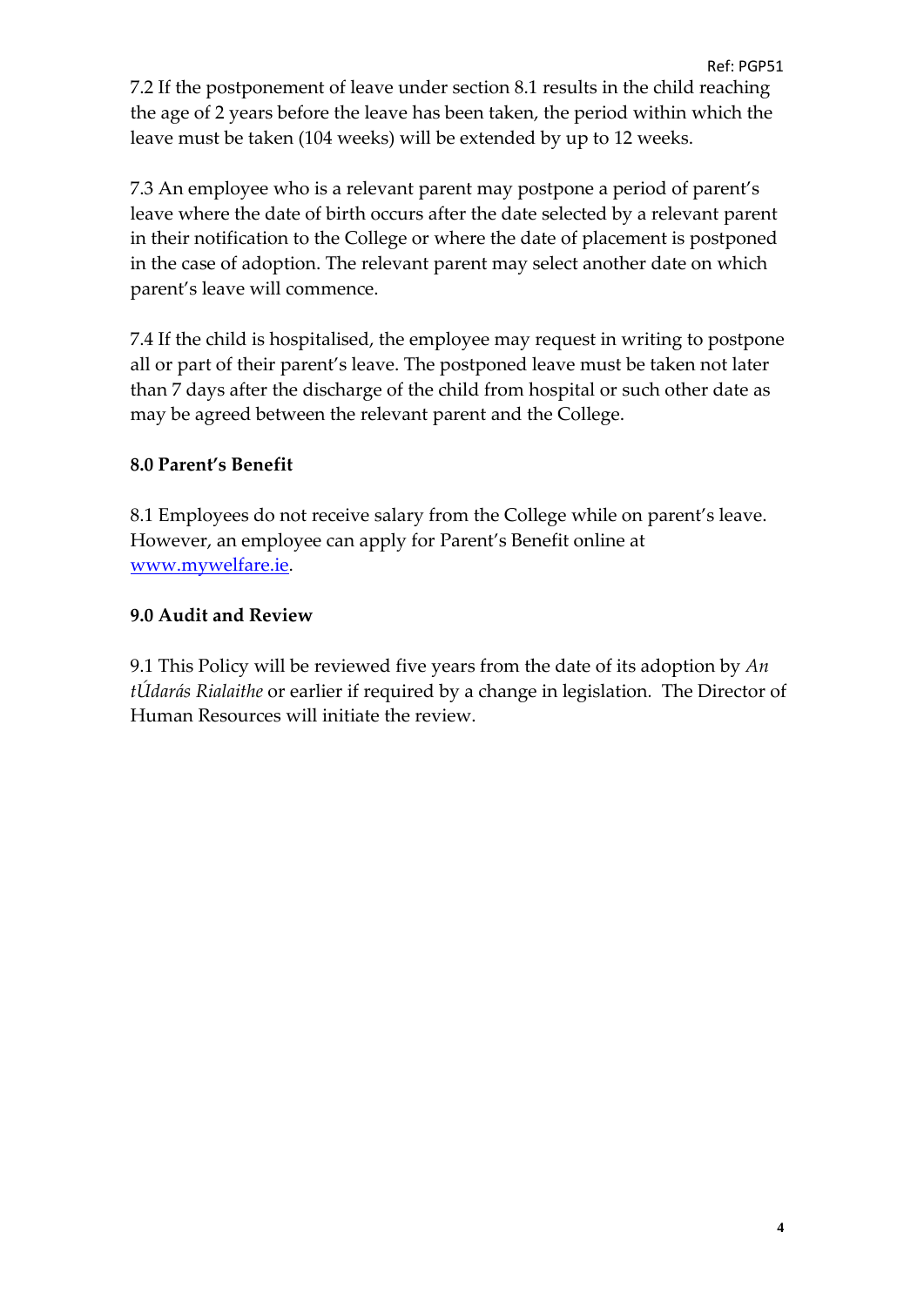7.2 If the postponement of leave under section 8.1 results in the child reaching the age of 2 years before the leave has been taken, the period within which the leave must be taken (104 weeks) will be extended by up to 12 weeks.

7.3 An employee who is a relevant parent may postpone a period of parent's leave where the date of birth occurs after the date selected by a relevant parent in their notification to the College or where the date of placement is postponed in the case of adoption. The relevant parent may select another date on which parent's leave will commence.

7.4 If the child is hospitalised, the employee may request in writing to postpone all or part of their parent's leave. The postponed leave must be taken not later than 7 days after the discharge of the child from hospital or such other date as may be agreed between the relevant parent and the College.

**8.0 Parent's Benefit**

8.1 Employees do not receive salary from the College while on parent's leave. However, an employee can apply for Parent's Benefit online at [www.mywelfare.ie](www.mywelfare.ie).

**9.0 Audit and Review**

9.1 This Policy will be reviewed five years from the date of its adoption by *An tÚdarás Rialaithe* or earlier if required by a change in legislation. The Director of Human Resources will initiate the review.